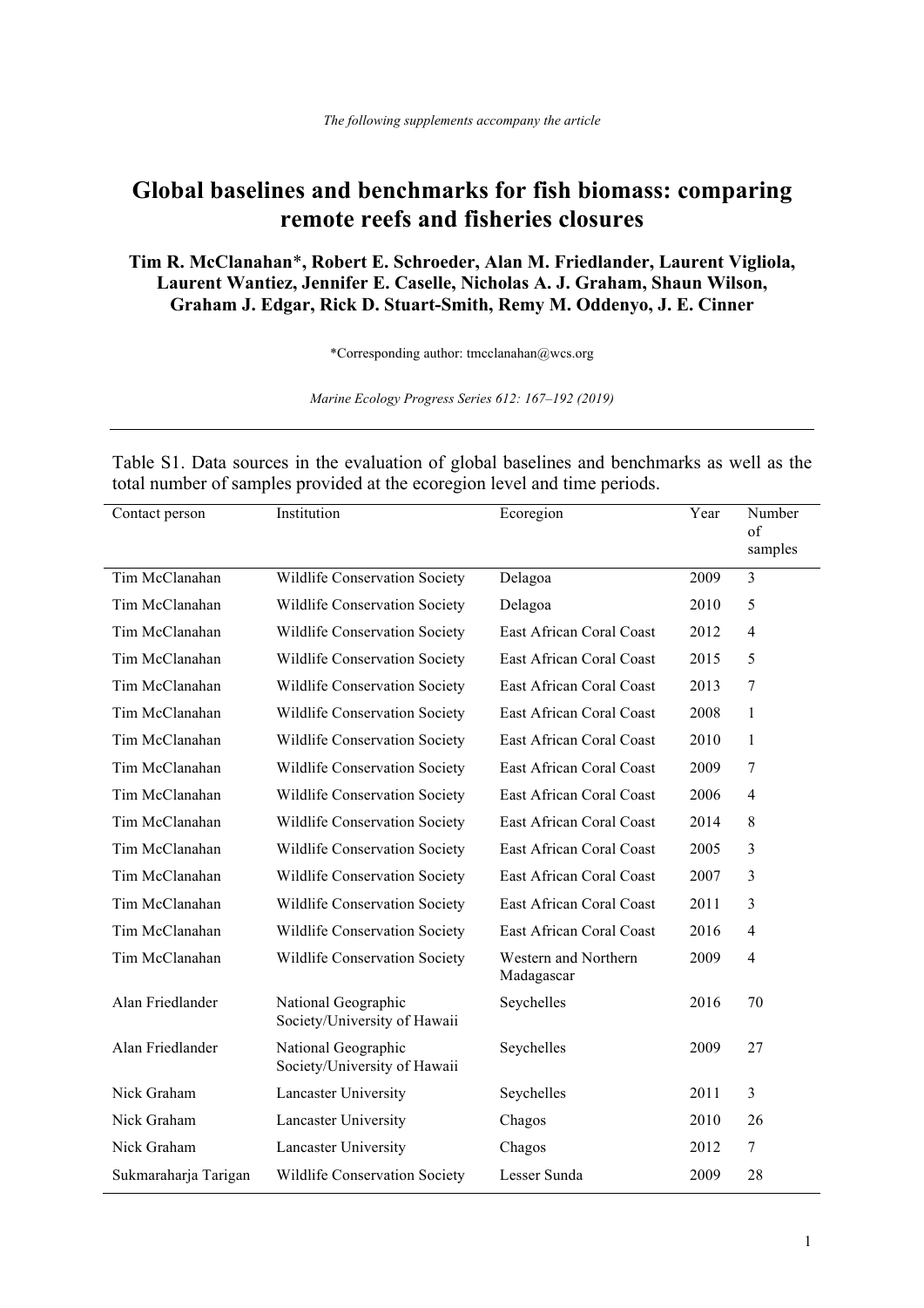*The following supplements accompany the article*

# Global baselines and benchmarks for fish biomass: comparing remote reefs and fisheries closures

**Tim R. McClanahan*, Robert E. Schroeder, Alan M. Friedlander, Laurent Vigliola, Laurent Wantiez, Jennifer E. Caselle, Nicholas A. J. Graham, Shaun Wilson, Graham J. Edgar, Rick D. Stuart-Smith, Remy M. Oddenyo, J. E. Cinner**

*Corresponding author: tmcclanahan@wcs.org

*Marine Ecology Progress Series 612: 167–192 (2019)*

Table S1. Data sources in the evaluation of global baselines and benchmarks as well as the total number of samples provided at the ecoregion level and time periods.

| Contact person | Institution | Ecoregion | Year | Number of samples |
|---|---|---|---|---|
| Tim McClanahan | Wildlife Conservation Society | Delagoa | 2009 | 3 |
| Tim McClanahan | Wildlife Conservation Society | Delagoa | 2010 | 5 |
| Tim McClanahan | Wildlife Conservation Society | East African Coral Coast | 2012 | 4 |
| Tim McClanahan | Wildlife Conservation Society | East African Coral Coast | 2015 | 5 |
| Tim McClanahan | Wildlife Conservation Society | East African Coral Coast | 2013 | 7 |
| Tim McClanahan | Wildlife Conservation Society | East African Coral Coast | 2008 | 1 |
| Tim McClanahan | Wildlife Conservation Society | East African Coral Coast | 2010 | 1 |
| Tim McClanahan | Wildlife Conservation Society | East African Coral Coast | 2009 | 7 |
| Tim McClanahan | Wildlife Conservation Society | East African Coral Coast | 2006 | 4 |
| Tim McClanahan | Wildlife Conservation Society | East African Coral Coast | 2014 | 8 |
| Tim McClanahan | Wildlife Conservation Society | East African Coral Coast | 2005 | 3 |
| Tim McClanahan | Wildlife Conservation Society | East African Coral Coast | 2007 | 3 |
| Tim McClanahan | Wildlife Conservation Society | East African Coral Coast | 2011 | 3 |
| Tim McClanahan | Wildlife Conservation Society | East African Coral Coast | 2016 | 4 |
| Tim McClanahan | Wildlife Conservation Society | Western and Northern Madagascar | 2009 | 4 |
| Alan Friedlander | National Geographic Society/University of Hawaii | Seychelles | 2016 | 70 |
| Alan Friedlander | National Geographic Society/University of Hawaii | Seychelles | 2009 | 27 |
| Nick Graham | Lancaster University | Seychelles | 2011 | 3 |
| Nick Graham | Lancaster University | Chagos | 2010 | 26 |
| Nick Graham | Lancaster University | Chagos | 2012 | 7 |
| Sukmaraharja Tarigan | Wildlife Conservation Society | Lesser Sunda | 2009 | 28 |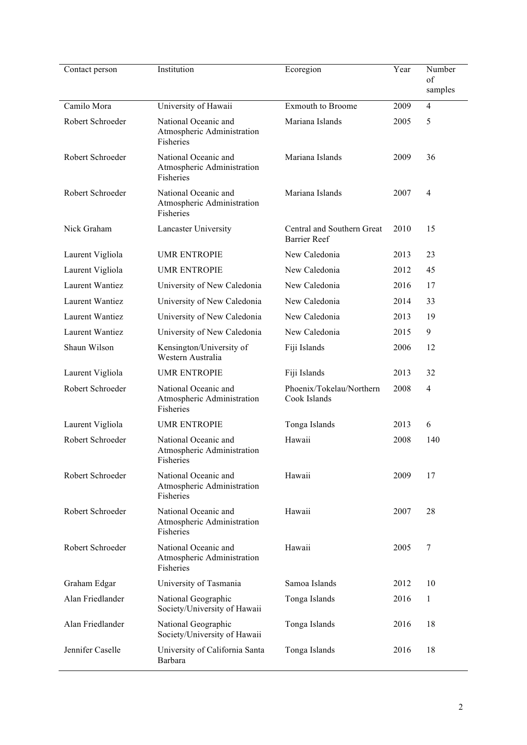| Contact person | Institution | Ecoregion | Year | Number of samples |
|---|---|---|---|---|
| Camilo Mora | University of Hawaii | Exmouth to Broome | 2009 | 4 |
| Robert Schroeder | National Oceanic and Atmospheric Administration Fisheries | Mariana Islands | 2005 | 5 |
| Robert Schroeder | National Oceanic and Atmospheric Administration Fisheries | Mariana Islands | 2009 | 36 |
| Robert Schroeder | National Oceanic and Atmospheric Administration Fisheries | Mariana Islands | 2007 | 4 |
| Nick Graham | Lancaster University | Central and Southern Great Barrier Reef | 2010 | 15 |
| Laurent Vigliola | UMR ENTROPIE | New Caledonia | 2013 | 23 |
| Laurent Vigliola | UMR ENTROPIE | New Caledonia | 2012 | 45 |
| Laurent Wantiez | University of New Caledonia | New Caledonia | 2016 | 17 |
| Laurent Wantiez | University of New Caledonia | New Caledonia | 2014 | 33 |
| Laurent Wantiez | University of New Caledonia | New Caledonia | 2013 | 19 |
| Laurent Wantiez | University of New Caledonia | New Caledonia | 2015 | 9 |
| Shaun Wilson | Kensington/University of Western Australia | Fiji Islands | 2006 | 12 |
| Laurent Vigliola | UMR ENTROPIE | Fiji Islands | 2013 | 32 |
| Robert Schroeder | National Oceanic and Atmospheric Administration Fisheries | Phoenix/Tokelau/Northern Cook Islands | 2008 | 4 |
| Laurent Vigliola | UMR ENTROPIE | Tonga Islands | 2013 | 6 |
| Robert Schroeder | National Oceanic and Atmospheric Administration Fisheries | Hawaii | 2008 | 140 |
| Robert Schroeder | National Oceanic and Atmospheric Administration Fisheries | Hawaii | 2009 | 17 |
| Robert Schroeder | National Oceanic and Atmospheric Administration Fisheries | Hawaii | 2007 | 28 |
| Robert Schroeder | National Oceanic and Atmospheric Administration Fisheries | Hawaii | 2005 | 7 |
| Graham Edgar | University of Tasmania | Samoa Islands | 2012 | 10 |
| Alan Friedlander | National Geographic Society/University of Hawaii | Tonga Islands | 2016 | 1 |
| Alan Friedlander | National Geographic Society/University of Hawaii | Tonga Islands | 2016 | 18 |
| Jennifer Caselle | University of California Santa Barbara | Tonga Islands | 2016 | 18 |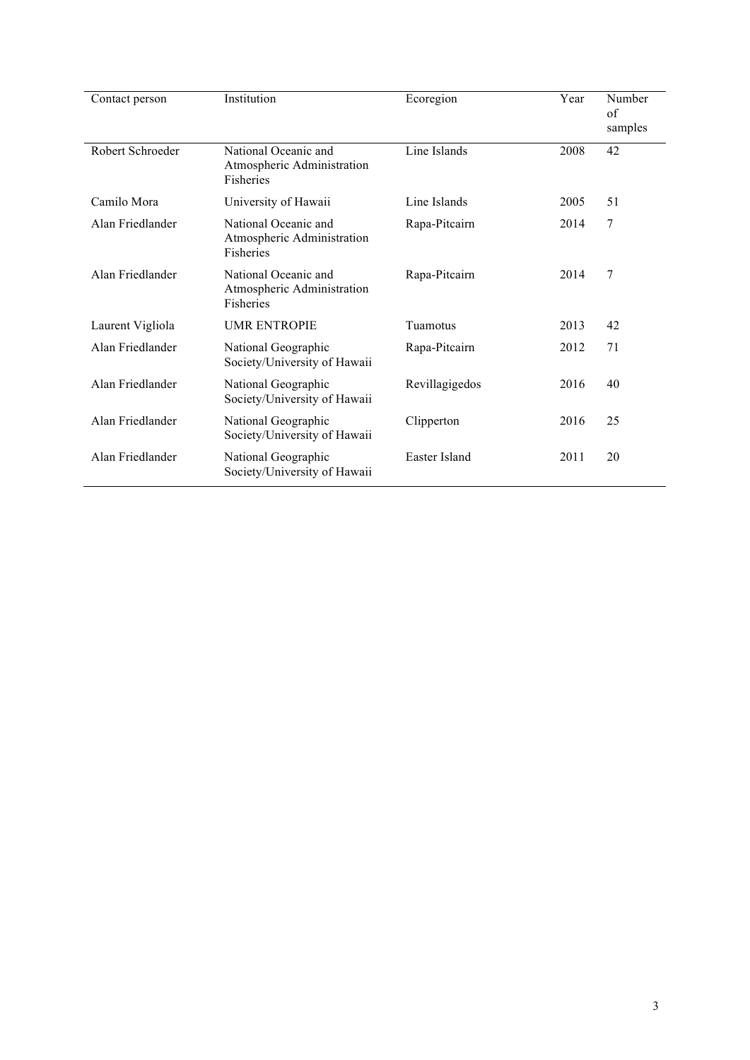| Contact person | Institution | Ecoregion | Year | Number of samples |
|---|---|---|---|---|
| Robert Schroeder | National Oceanic and Atmospheric Administration Fisheries | Line Islands | 2008 | 42 |
| Camilo Mora | University of Hawaii | Line Islands | 2005 | 51 |
| Alan Friedlander | National Oceanic and Atmospheric Administration Fisheries | Rapa-Pitcairn | 2014 | 7 |
| Alan Friedlander | National Oceanic and Atmospheric Administration Fisheries | Rapa-Pitcairn | 2014 | 7 |
| Laurent Vigliola | UMR ENTROPIE | Tuamotus | 2013 | 42 |
| Alan Friedlander | National Geographic Society/University of Hawaii | Rapa-Pitcairn | 2012 | 71 |
| Alan Friedlander | National Geographic Society/University of Hawaii | Revillagigedos | 2016 | 40 |
| Alan Friedlander | National Geographic Society/University of Hawaii | Clipperton | 2016 | 25 |
| Alan Friedlander | National Geographic Society/University of Hawaii | Easter Island | 2011 | 20 |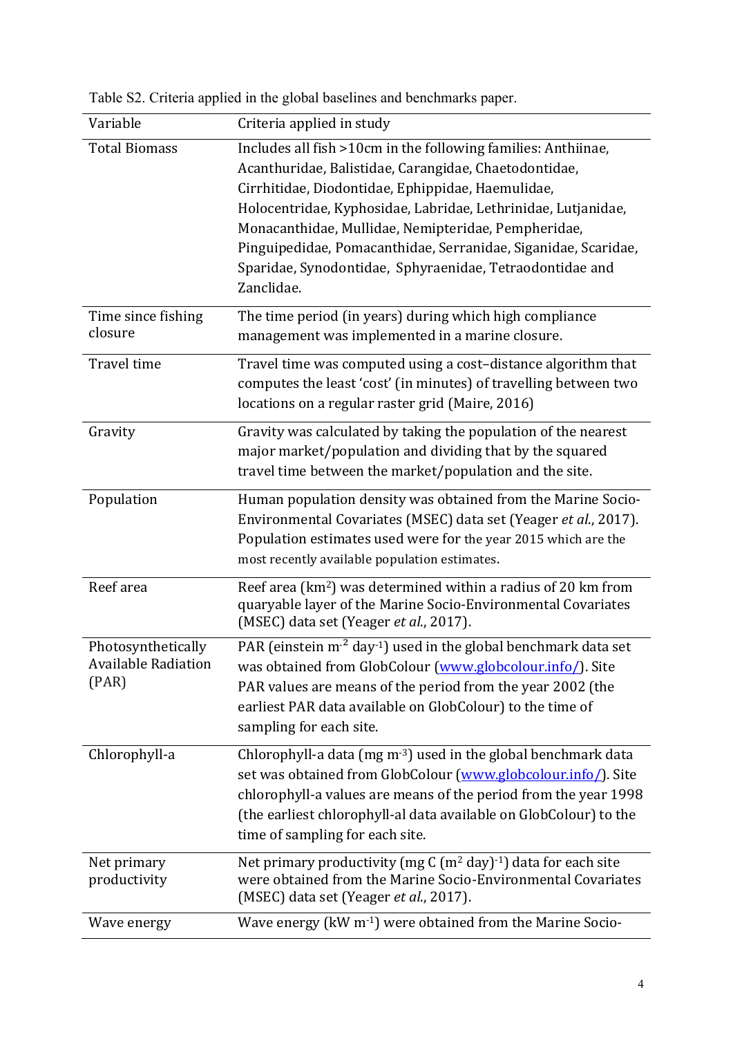Table S2. Criteria applied in the global baselines and benchmarks paper.

| Variable | Criteria applied in study |
| --- | --- |
| Total Biomass | Includes all fish >10cm in the following families: Anthiinae, Acanthuridae, Balistidae, Carangidae, Chaetodontidae, Cirrhitidae, Diodontidae, Ephippidae, Haemulidae, Holocentridae, Kyphosidae, Labridae, Lethrinidae, Lutjanidae, Monacanthidae, Mullidae, Nemipteridae, Pempheridae, Pinguipedidae, Pomacanthidae, Serranidae, Siganidae, Scaridae, Sparidae, Synodontidae, Sphyraenidae, Tetraodontidae and Zanclidae. |
| Time since fishing closure | The time period (in years) during which high compliance management was implemented in a marine closure. |
| Travel time | Travel time was computed using a cost–distance algorithm that computes the least 'cost' (in minutes) of travelling between two locations on a regular raster grid (Maire, 2016) |
| Gravity | Gravity was calculated by taking the population of the nearest major market/population and dividing that by the squared travel time between the market/population and the site. |
| Population | Human population density was obtained from the Marine Socio-Environmental Covariates (MSEC) data set (Yeager *et al.*, 2017). Population estimates used were for the year 2015 which are the most recently available population estimates. |
| Reef area | Reef area (km$^2$) was determined within a radius of 20 km from quaryable layer of the Marine Socio-Environmental Covariates (MSEC) data set (Yeager *et al.*, 2017). |
| Photosynthetically Available Radiation (PAR) | PAR (einstein m$^{-2}$ day$^{-1}$) used in the global benchmark data set was obtained from GlobColour (www.globcolour.info/). Site PAR values are means of the period from the year 2002 (the earliest PAR data available on GlobColour) to the time of sampling for each site. |
| Chlorophyll-a | Chlorophyll-a data (mg m$^{-3}$) used in the global benchmark data set was obtained from GlobColour (www.globcolour.info/). Site chlorophyll-a values are means of the period from the year 1998 (the earliest chlorophyll-al data available on GlobColour) to the time of sampling for each site. |
| Net primary productivity | Net primary productivity (mg C (m$^2$ day)$^{-1}$) data for each site were obtained from the Marine Socio-Environmental Covariates (MSEC) data set (Yeager *et al.*, 2017). |
| Wave energy | Wave energy (kW m$^{-1}$) were obtained from the Marine Socio- |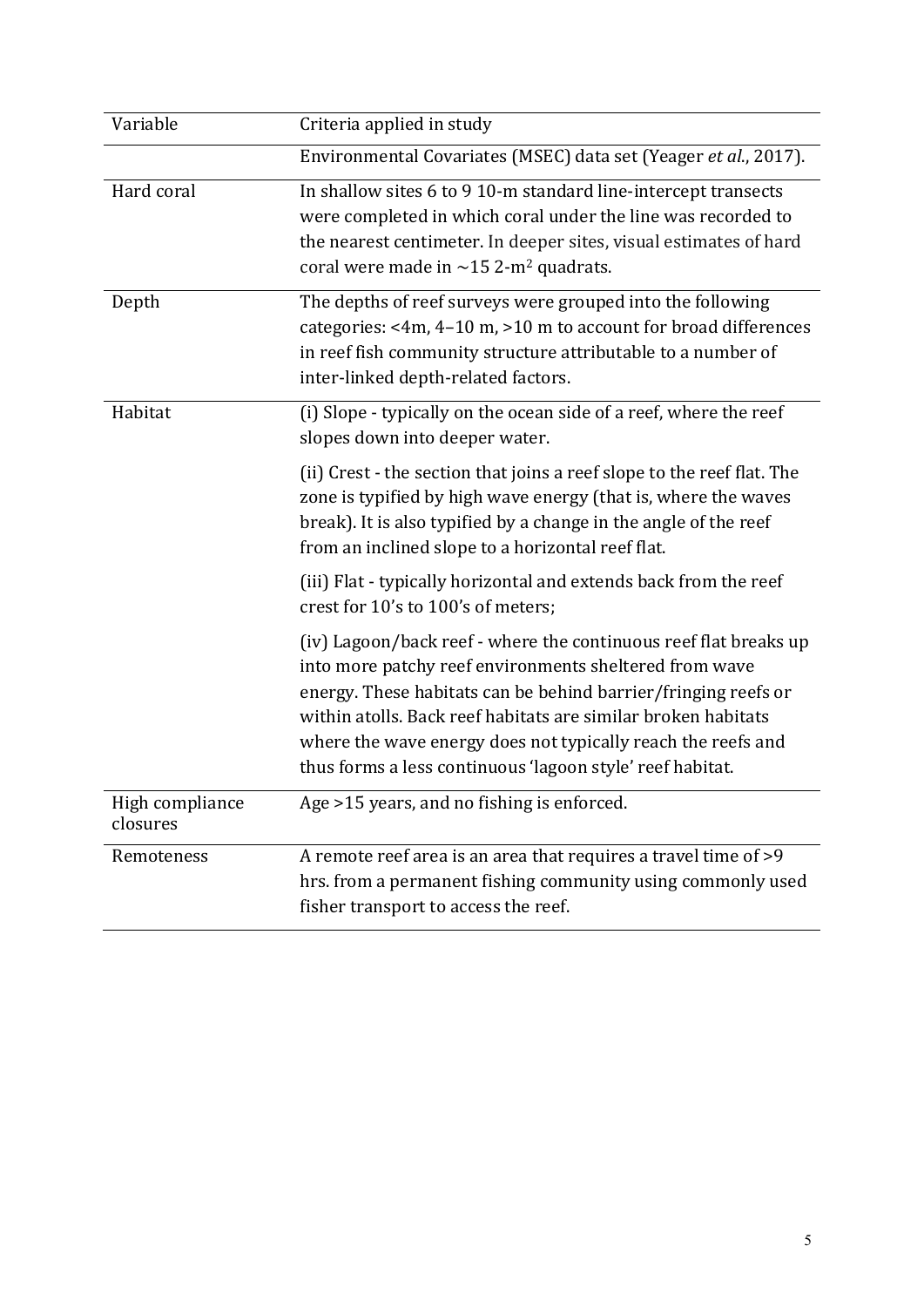| Variable | Criteria applied in study |
| --- | --- |
| | Environmental Covariates (MSEC) data set (Yeager *et al.*, 2017). |
| Hard coral | In shallow sites 6 to 9 10-m standard line-intercept transects were completed in which coral under the line was recorded to the nearest centimeter. In deeper sites, visual estimates of hard coral were made in ~15 2-m$^2$ quadrats. |
| Depth | The depths of reef surveys were grouped into the following categories: <4m, 4–10 m, >10 m to account for broad differences in reef fish community structure attributable to a number of inter-linked depth-related factors. |
| Habitat | (i) Slope - typically on the ocean side of a reef, where the reef slopes down into deeper water. (ii) Crest - the section that joins a reef slope to the reef flat. The zone is typified by high wave energy (that is, where the waves break). It is also typified by a change in the angle of the reef from an inclined slope to a horizontal reef flat. (iii) Flat - typically horizontal and extends back from the reef crest for 10's to 100's of meters; (iv) Lagoon/back reef - where the continuous reef flat breaks up into more patchy reef environments sheltered from wave energy. These habitats can be behind barrier/fringing reefs or within atolls. Back reef habitats are similar broken habitats where the wave energy does not typically reach the reefs and thus forms a less continuous 'lagoon style' reef habitat. |
| High compliance closures | Age >15 years, and no fishing is enforced. |
| Remoteness | A remote reef area is an area that requires a travel time of >9 hrs. from a permanent fishing community using commonly used fisher transport to access the reef. |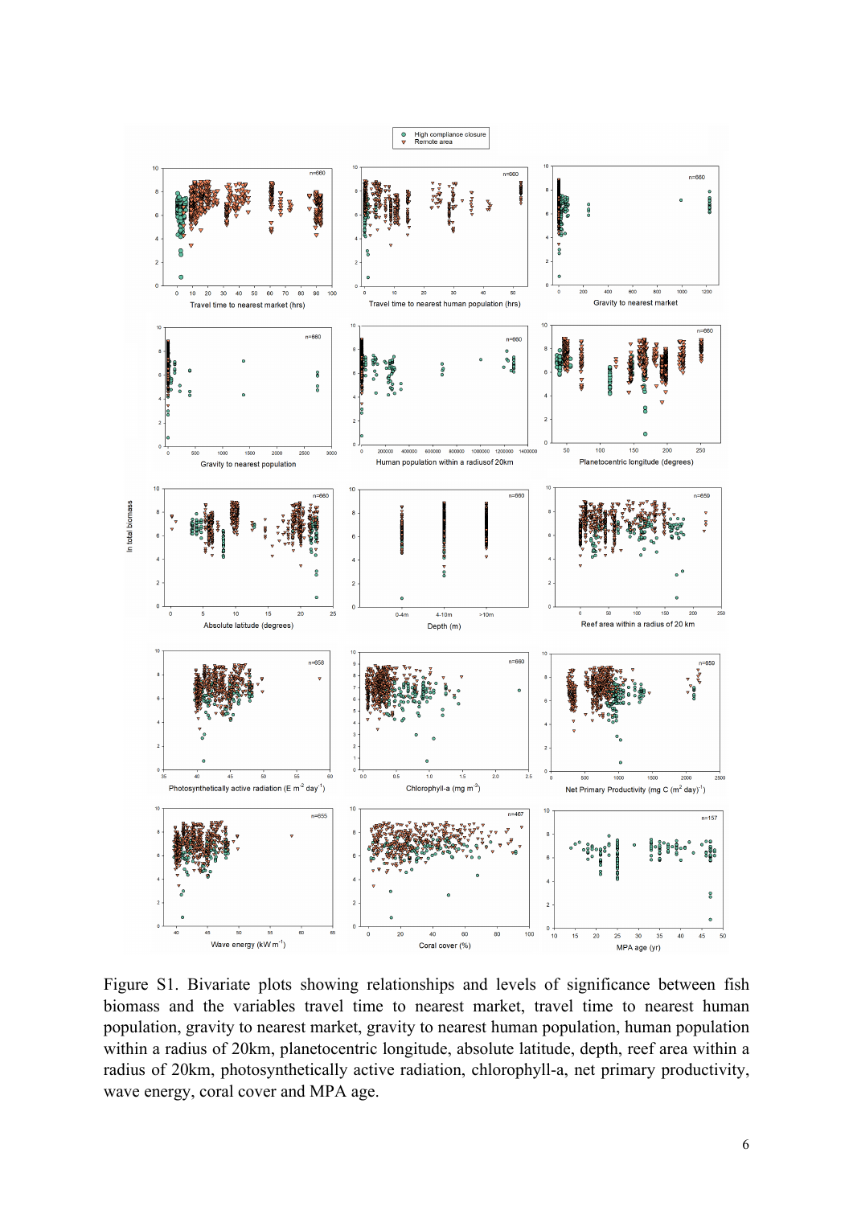High compliance closure
Remote area

ln total biomass

n=660
Travel time to nearest market (hrs)

n=660
Travel time to nearest human population (hrs)

n=660
Gravity to nearest market

n=660
Gravity to nearest population

n=660
Human population within a radiusof 20km

n=660
Planetocentric longitude (degrees)

n=660
Absolute latitude (degrees)

n=660
0-4m 4-10m >10m
Depth (m)

n=659
Reef area within a radius of 20 km

n=658
Photosynthetically active radiation (E m$^{-2}$ day$^{-1}$)

n=660
Chlorophyll-a (mg m$^{-3}$)

n=659
Net Primary Productivity (mg C (m$^{2}$ day)$^{-1}$)

n=655
Wave energy (kW m$^{-1}$)

n=467
Coral cover (%)

n=157
MPA age (yr)

Figure S1. Bivariate plots showing relationships and levels of significance between fish biomass and the variables travel time to nearest market, travel time to nearest human population, gravity to nearest market, gravity to nearest human population, human population within a radius of 20km, planetocentric longitude, absolute latitude, depth, reef area within a radius of 20km, photosynthetically active radiation, chlorophyll-a, net primary productivity, wave energy, coral cover and MPA age.